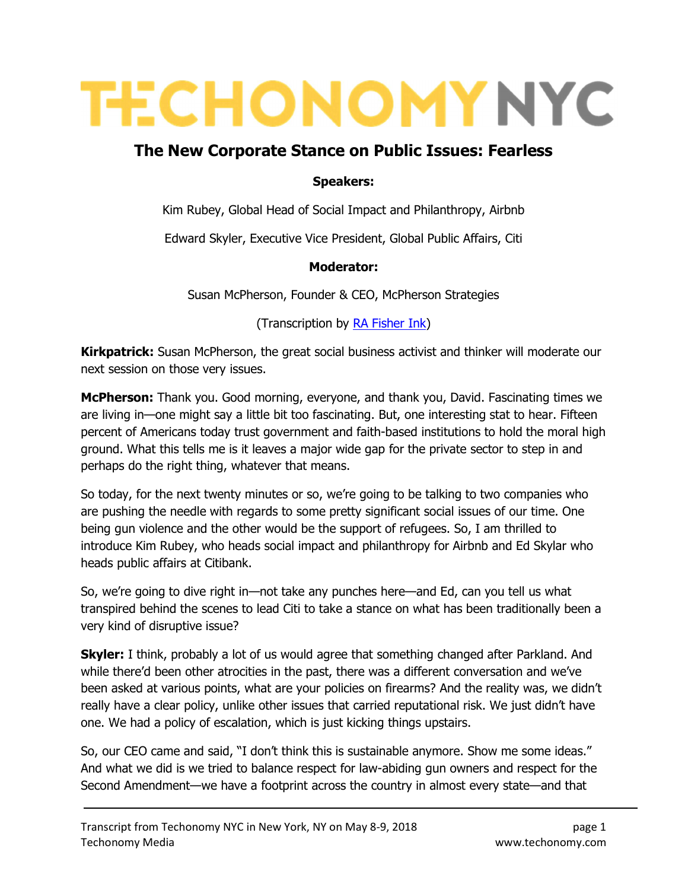# TECHONOMY NYC

## The New Corporate Stance on Public Issues: Fearless

**Speakers:**

Kim Rubey, Global Head of Social Impact and Philanthropy, Airbnb

Edward Skyler, Executive Vice President, Global Public Affairs, Citi

**Moderator:**

Susan McPherson, Founder & CEO, McPherson Strategies

(Transcription by [RA Fisher Ink](RA Fisher Ink))

**Kirkpatrick:** Susan McPherson, the great social business activist and thinker will moderate our next session on those very issues.

**McPherson:** Thank you. Good morning, everyone, and thank you, David. Fascinating times we are living in—one might say a little bit too fascinating. But, one interesting stat to hear. Fifteen percent of Americans today trust government and faith-based institutions to hold the moral high ground. What this tells me is it leaves a major wide gap for the private sector to step in and perhaps do the right thing, whatever that means.

So today, for the next twenty minutes or so, we're going to be talking to two companies who are pushing the needle with regards to some pretty significant social issues of our time. One being gun violence and the other would be the support of refugees. So, I am thrilled to introduce Kim Rubey, who heads social impact and philanthropy for Airbnb and Ed Skylar who heads public affairs at Citibank.

So, we're going to dive right in—not take any punches here—and Ed, can you tell us what transpired behind the scenes to lead Citi to take a stance on what has been traditionally been a very kind of disruptive issue?

**Skyler:** I think, probably a lot of us would agree that something changed after Parkland. And while there'd been other atrocities in the past, there was a different conversation and we've been asked at various points, what are your policies on firearms? And the reality was, we didn't really have a clear policy, unlike other issues that carried reputational risk. We just didn't have one. We had a policy of escalation, which is just kicking things upstairs.

So, our CEO came and said, "I don't think this is sustainable anymore. Show me some ideas." And what we did is we tried to balance respect for law-abiding gun owners and respect for the Second Amendment—we have a footprint across the country in almost every state—and that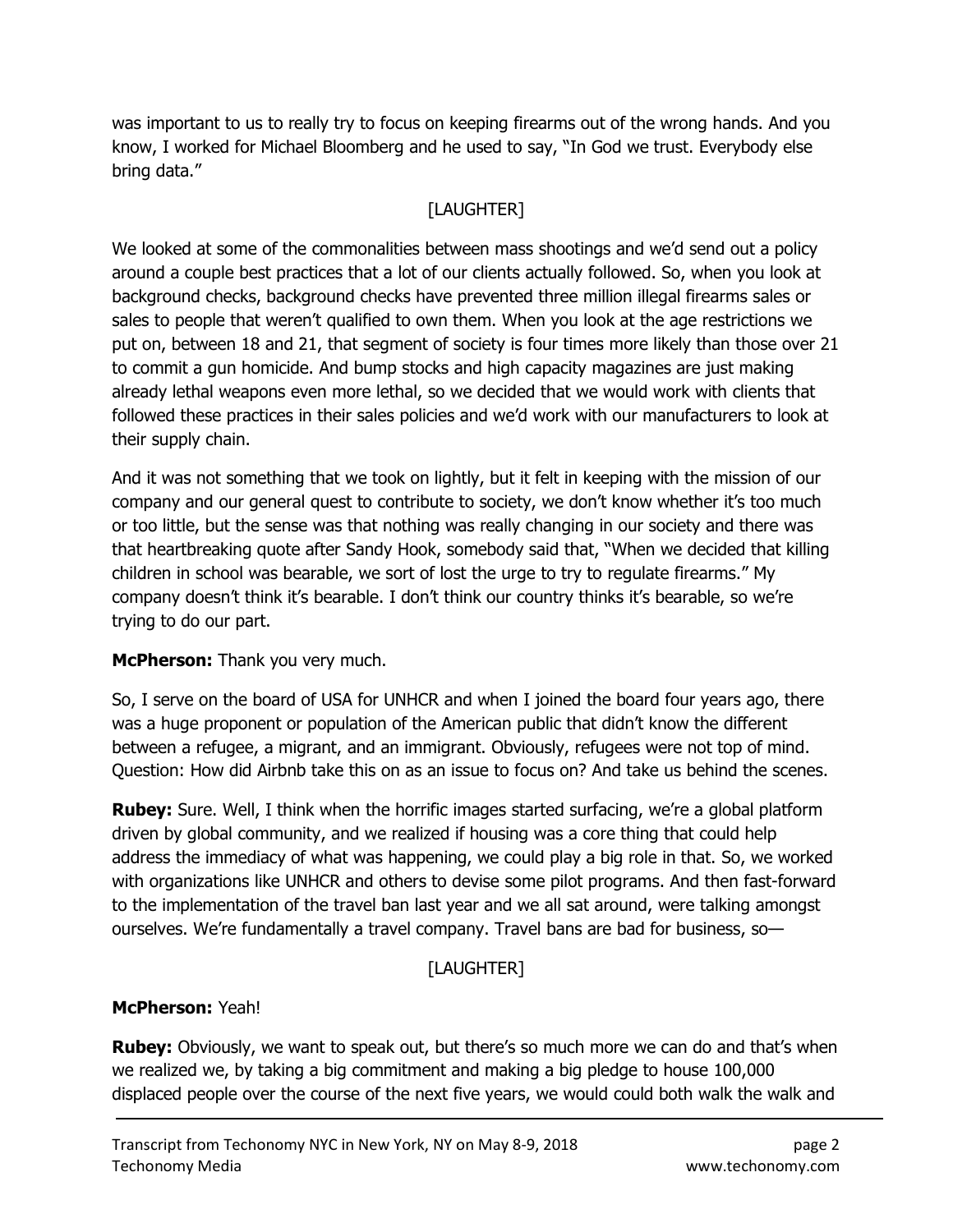was important to us to really try to focus on keeping firearms out of the wrong hands. And you know, I worked for Michael Bloomberg and he used to say, "In God we trust. Everybody else bring data."

[LAUGHTER]

We looked at some of the commonalities between mass shootings and we'd send out a policy around a couple best practices that a lot of our clients actually followed. So, when you look at background checks, background checks have prevented three million illegal firearms sales or sales to people that weren't qualified to own them. When you look at the age restrictions we put on, between 18 and 21, that segment of society is four times more likely than those over 21 to commit a gun homicide. And bump stocks and high capacity magazines are just making already lethal weapons even more lethal, so we decided that we would work with clients that followed these practices in their sales policies and we'd work with our manufacturers to look at their supply chain.

And it was not something that we took on lightly, but it felt in keeping with the mission of our company and our general quest to contribute to society, we don't know whether it's too much or too little, but the sense was that nothing was really changing in our society and there was that heartbreaking quote after Sandy Hook, somebody said that, "When we decided that killing children in school was bearable, we sort of lost the urge to try to regulate firearms." My company doesn't think it's bearable. I don't think our country thinks it's bearable, so we're trying to do our part.

**McPherson:** Thank you very much.

So, I serve on the board of USA for UNHCR and when I joined the board four years ago, there was a huge proponent or population of the American public that didn't know the different between a refugee, a migrant, and an immigrant. Obviously, refugees were not top of mind. Question: How did Airbnb take this on as an issue to focus on? And take us behind the scenes.

**Rubey:** Sure. Well, I think when the horrific images started surfacing, we're a global platform driven by global community, and we realized if housing was a core thing that could help address the immediacy of what was happening, we could play a big role in that. So, we worked with organizations like UNHCR and others to devise some pilot programs. And then fast-forward to the implementation of the travel ban last year and we all sat around, were talking amongst ourselves. We're fundamentally a travel company. Travel bans are bad for business, so—

[LAUGHTER]

**McPherson:** Yeah!

**Rubey:** Obviously, we want to speak out, but there's so much more we can do and that's when we realized we, by taking a big commitment and making a big pledge to house 100,000 displaced people over the course of the next five years, we would could both walk the walk and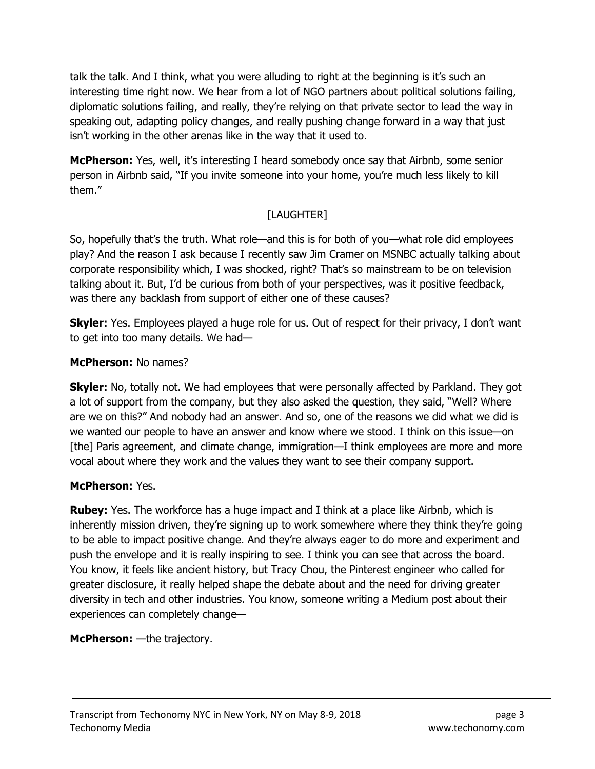talk the talk. And I think, what you were alluding to right at the beginning is it's such an interesting time right now. We hear from a lot of NGO partners about political solutions failing, diplomatic solutions failing, and really, they're relying on that private sector to lead the way in speaking out, adapting policy changes, and really pushing change forward in a way that just isn't working in the other arenas like in the way that it used to.

**McPherson:** Yes, well, it's interesting I heard somebody once say that Airbnb, some senior person in Airbnb said, "If you invite someone into your home, you're much less likely to kill them."

[LAUGHTER]

So, hopefully that's the truth. What role—and this is for both of you—what role did employees play? And the reason I ask because I recently saw Jim Cramer on MSNBC actually talking about corporate responsibility which, I was shocked, right? That's so mainstream to be on television talking about it. But, I'd be curious from both of your perspectives, was it positive feedback, was there any backlash from support of either one of these causes?

**Skyler:** Yes. Employees played a huge role for us. Out of respect for their privacy, I don't want to get into too many details. We had—

**McPherson:** No names?

**Skyler:** No, totally not. We had employees that were personally affected by Parkland. They got a lot of support from the company, but they also asked the question, they said, "Well? Where are we on this?" And nobody had an answer. And so, one of the reasons we did what we did is we wanted our people to have an answer and know where we stood. I think on this issue—on [the] Paris agreement, and climate change, immigration—I think employees are more and more vocal about where they work and the values they want to see their company support.

**McPherson:** Yes.

**Rubey:** Yes. The workforce has a huge impact and I think at a place like Airbnb, which is inherently mission driven, they're signing up to work somewhere where they think they're going to be able to impact positive change. And they're always eager to do more and experiment and push the envelope and it is really inspiring to see. I think you can see that across the board. You know, it feels like ancient history, but Tracy Chou, the Pinterest engineer who called for greater disclosure, it really helped shape the debate about and the need for driving greater diversity in tech and other industries. You know, someone writing a Medium post about their experiences can completely change—

**McPherson:** —the trajectory.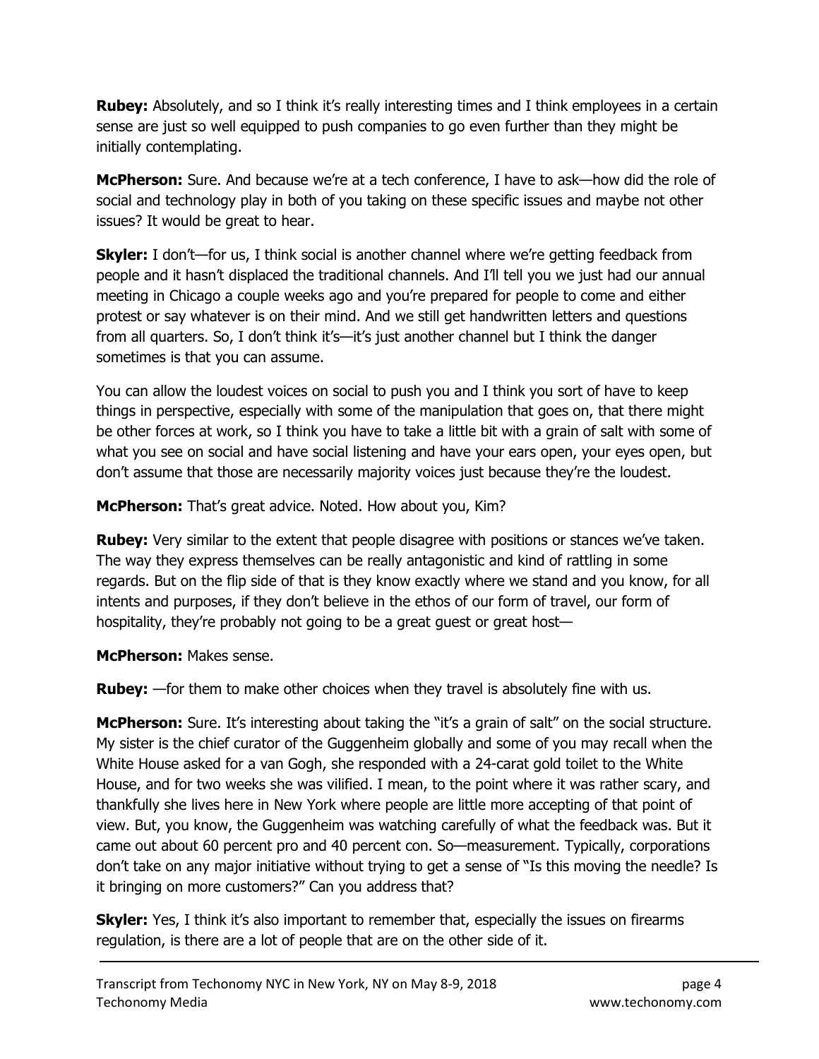**Rubey:** Absolutely, and so I think it's really interesting times and I think employees in a certain sense are just so well equipped to push companies to go even further than they might be initially contemplating.

**McPherson:** Sure. And because we're at a tech conference, I have to ask—how did the role of social and technology play in both of you taking on these specific issues and maybe not other issues? It would be great to hear.

**Skyler:** I don't—for us, I think social is another channel where we're getting feedback from people and it hasn't displaced the traditional channels. And I'll tell you we just had our annual meeting in Chicago a couple weeks ago and you're prepared for people to come and either protest or say whatever is on their mind. And we still get handwritten letters and questions from all quarters. So, I don't think it's—it's just another channel but I think the danger sometimes is that you can assume.

You can allow the loudest voices on social to push you and I think you sort of have to keep things in perspective, especially with some of the manipulation that goes on, that there might be other forces at work, so I think you have to take a little bit with a grain of salt with some of what you see on social and have social listening and have your ears open, your eyes open, but don't assume that those are necessarily majority voices just because they're the loudest.

**McPherson:** That's great advice. Noted. How about you, Kim?

**Rubey:** Very similar to the extent that people disagree with positions or stances we've taken. The way they express themselves can be really antagonistic and kind of rattling in some regards. But on the flip side of that is they know exactly where we stand and you know, for all intents and purposes, if they don't believe in the ethos of our form of travel, our form of hospitality, they're probably not going to be a great guest or great host—

**McPherson:** Makes sense.

**Rubey:** —for them to make other choices when they travel is absolutely fine with us.

**McPherson:** Sure. It's interesting about taking the "it's a grain of salt" on the social structure. My sister is the chief curator of the Guggenheim globally and some of you may recall when the White House asked for a van Gogh, she responded with a 24-carat gold toilet to the White House, and for two weeks she was vilified. I mean, to the point where it was rather scary, and thankfully she lives here in New York where people are little more accepting of that point of view. But, you know, the Guggenheim was watching carefully of what the feedback was. But it came out about 60 percent pro and 40 percent con. So—measurement. Typically, corporations don't take on any major initiative without trying to get a sense of "Is this moving the needle? Is it bringing on more customers?" Can you address that?

**Skyler:** Yes, I think it's also important to remember that, especially the issues on firearms regulation, is there are a lot of people that are on the other side of it.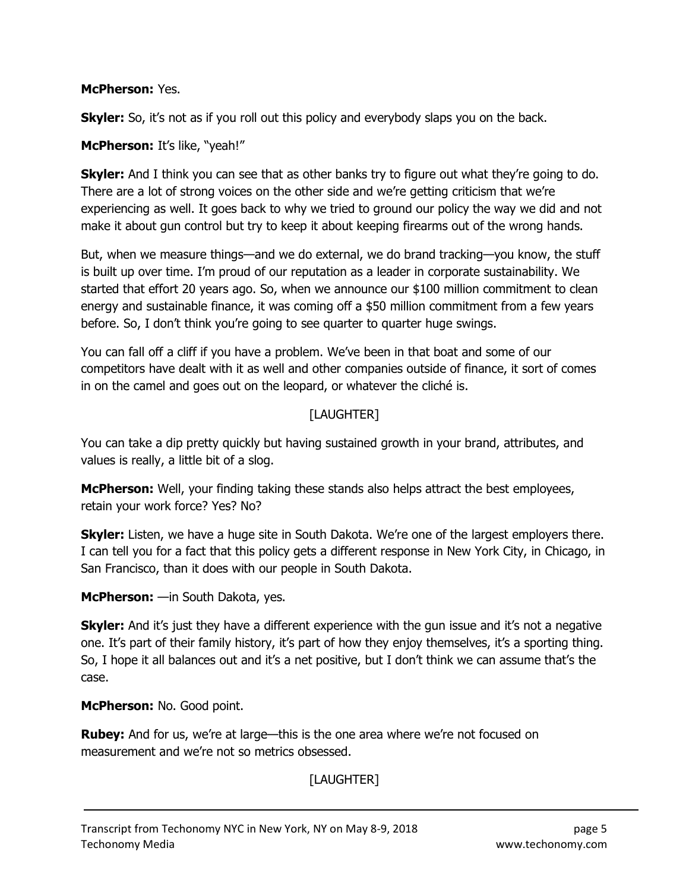**McPherson:** Yes.

**Skyler:** So, it's not as if you roll out this policy and everybody slaps you on the back.

**McPherson:** It's like, "yeah!"

**Skyler:** And I think you can see that as other banks try to figure out what they're going to do. There are a lot of strong voices on the other side and we're getting criticism that we're experiencing as well. It goes back to why we tried to ground our policy the way we did and not make it about gun control but try to keep it about keeping firearms out of the wrong hands.

But, when we measure things—and we do external, we do brand tracking—you know, the stuff is built up over time. I'm proud of our reputation as a leader in corporate sustainability. We started that effort 20 years ago. So, when we announce our $100 million commitment to clean energy and sustainable finance, it was coming off a $50 million commitment from a few years before. So, I don't think you're going to see quarter to quarter huge swings.

You can fall off a cliff if you have a problem. We've been in that boat and some of our competitors have dealt with it as well and other companies outside of finance, it sort of comes in on the camel and goes out on the leopard, or whatever the cliché is.

[LAUGHTER]

You can take a dip pretty quickly but having sustained growth in your brand, attributes, and values is really, a little bit of a slog.

**McPherson:** Well, your finding taking these stands also helps attract the best employees, retain your work force? Yes? No?

**Skyler:** Listen, we have a huge site in South Dakota. We're one of the largest employers there. I can tell you for a fact that this policy gets a different response in New York City, in Chicago, in San Francisco, than it does with our people in South Dakota.

**McPherson:** —in South Dakota, yes.

**Skyler:** And it's just they have a different experience with the gun issue and it's not a negative one. It's part of their family history, it's part of how they enjoy themselves, it's a sporting thing. So, I hope it all balances out and it's a net positive, but I don't think we can assume that's the case.

**McPherson:** No. Good point.

**Rubey:** And for us, we're at large—this is the one area where we're not focused on measurement and we're not so metrics obsessed.

[LAUGHTER]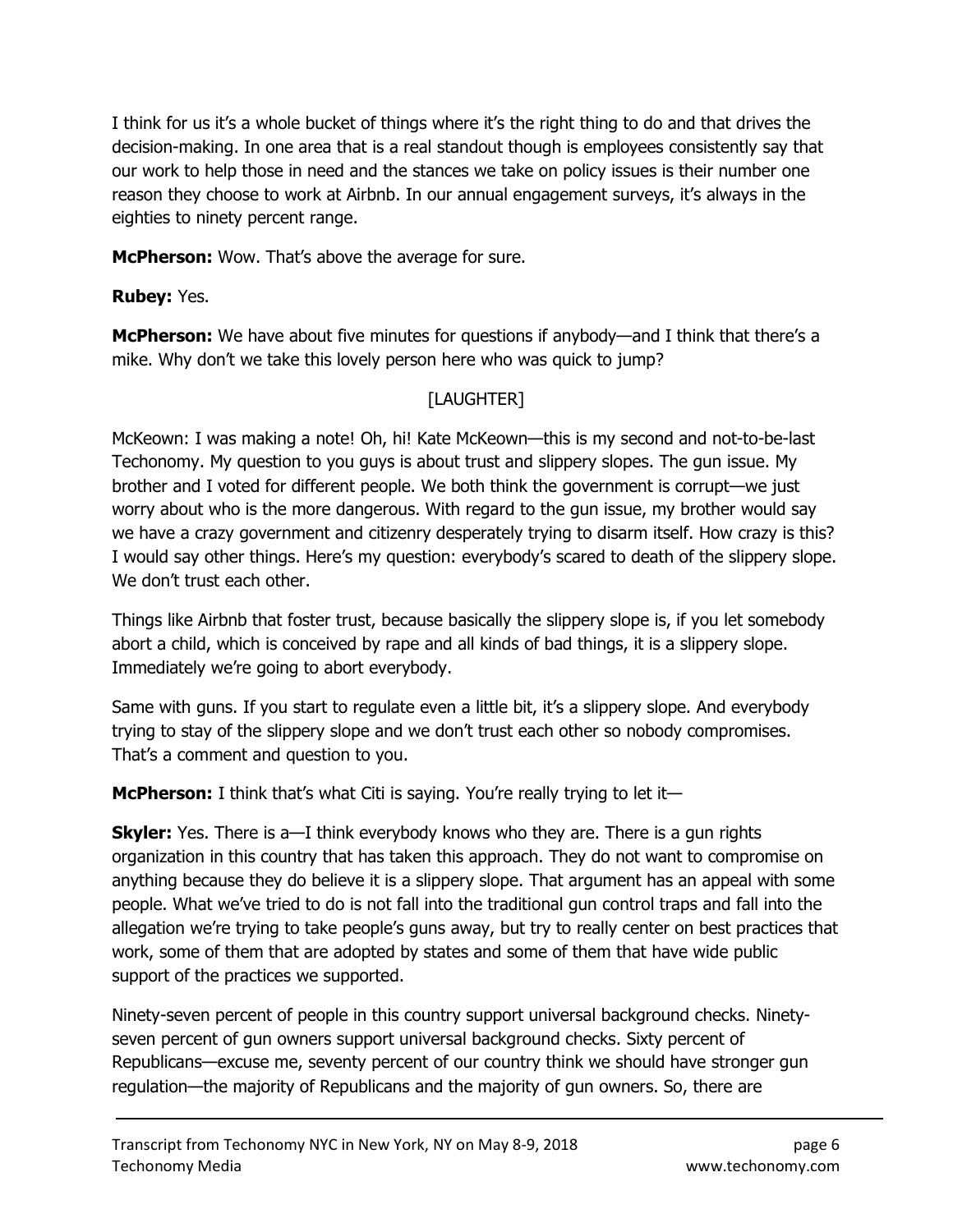I think for us it's a whole bucket of things where it's the right thing to do and that drives the decision-making. In one area that is a real standout though is employees consistently say that our work to help those in need and the stances we take on policy issues is their number one reason they choose to work at Airbnb. In our annual engagement surveys, it's always in the eighties to ninety percent range.

**McPherson:** Wow. That's above the average for sure.

**Rubey:** Yes.

**McPherson:** We have about five minutes for questions if anybody—and I think that there's a mike. Why don't we take this lovely person here who was quick to jump?

[LAUGHTER]

McKeown: I was making a note! Oh, hi! Kate McKeown—this is my second and not-to-be-last Techonomy. My question to you guys is about trust and slippery slopes. The gun issue. My brother and I voted for different people. We both think the government is corrupt—we just worry about who is the more dangerous. With regard to the gun issue, my brother would say we have a crazy government and citizenry desperately trying to disarm itself. How crazy is this? I would say other things. Here's my question: everybody's scared to death of the slippery slope. We don't trust each other.

Things like Airbnb that foster trust, because basically the slippery slope is, if you let somebody abort a child, which is conceived by rape and all kinds of bad things, it is a slippery slope. Immediately we're going to abort everybody.

Same with guns. If you start to regulate even a little bit, it's a slippery slope. And everybody trying to stay of the slippery slope and we don't trust each other so nobody compromises. That's a comment and question to you.

**McPherson:** I think that's what Citi is saying. You're really trying to let it—

**Skyler:** Yes. There is a—I think everybody knows who they are. There is a gun rights organization in this country that has taken this approach. They do not want to compromise on anything because they do believe it is a slippery slope. That argument has an appeal with some people. What we've tried to do is not fall into the traditional gun control traps and fall into the allegation we're trying to take people's guns away, but try to really center on best practices that work, some of them that are adopted by states and some of them that have wide public support of the practices we supported.

Ninety-seven percent of people in this country support universal background checks. Ninety-seven percent of gun owners support universal background checks. Sixty percent of Republicans—excuse me, seventy percent of our country think we should have stronger gun regulation—the majority of Republicans and the majority of gun owners. So, there are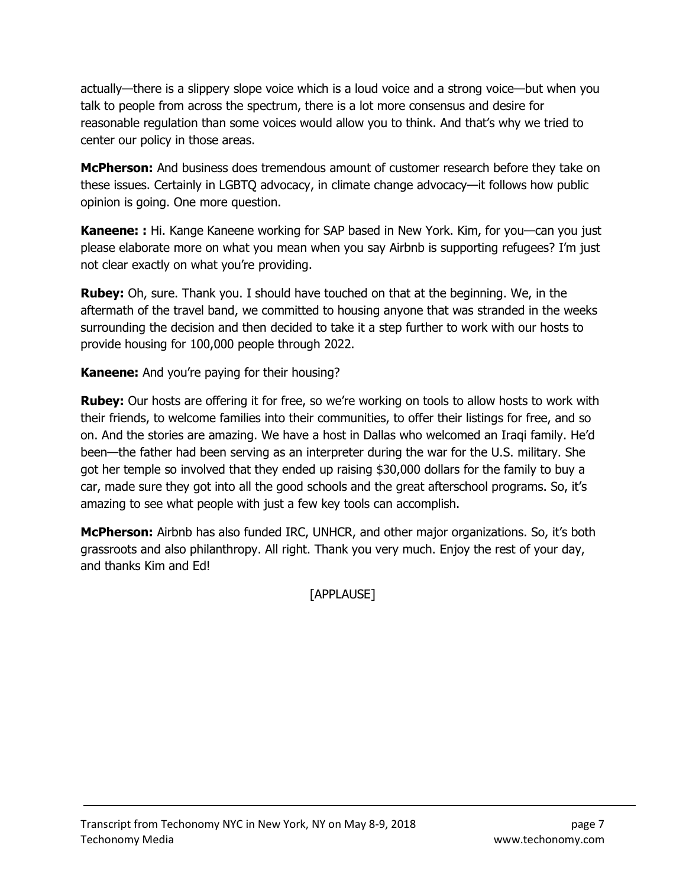actually—there is a slippery slope voice which is a loud voice and a strong voice—but when you talk to people from across the spectrum, there is a lot more consensus and desire for reasonable regulation than some voices would allow you to think. And that's why we tried to center our policy in those areas.

**McPherson:** And business does tremendous amount of customer research before they take on these issues. Certainly in LGBTQ advocacy, in climate change advocacy—it follows how public opinion is going. One more question.

**Kaneene: :** Hi. Kange Kaneene working for SAP based in New York. Kim, for you—can you just please elaborate more on what you mean when you say Airbnb is supporting refugees? I'm just not clear exactly on what you're providing.

**Rubey:** Oh, sure. Thank you. I should have touched on that at the beginning. We, in the aftermath of the travel band, we committed to housing anyone that was stranded in the weeks surrounding the decision and then decided to take it a step further to work with our hosts to provide housing for 100,000 people through 2022.

**Kaneene:** And you're paying for their housing?

**Rubey:** Our hosts are offering it for free, so we're working on tools to allow hosts to work with their friends, to welcome families into their communities, to offer their listings for free, and so on. And the stories are amazing. We have a host in Dallas who welcomed an Iraqi family. He'd been—the father had been serving as an interpreter during the war for the U.S. military. She got her temple so involved that they ended up raising $30,000 dollars for the family to buy a car, made sure they got into all the good schools and the great afterschool programs. So, it's amazing to see what people with just a few key tools can accomplish.

**McPherson:** Airbnb has also funded IRC, UNHCR, and other major organizations. So, it's both grassroots and also philanthropy. All right. Thank you very much. Enjoy the rest of your day, and thanks Kim and Ed!

[APPLAUSE]